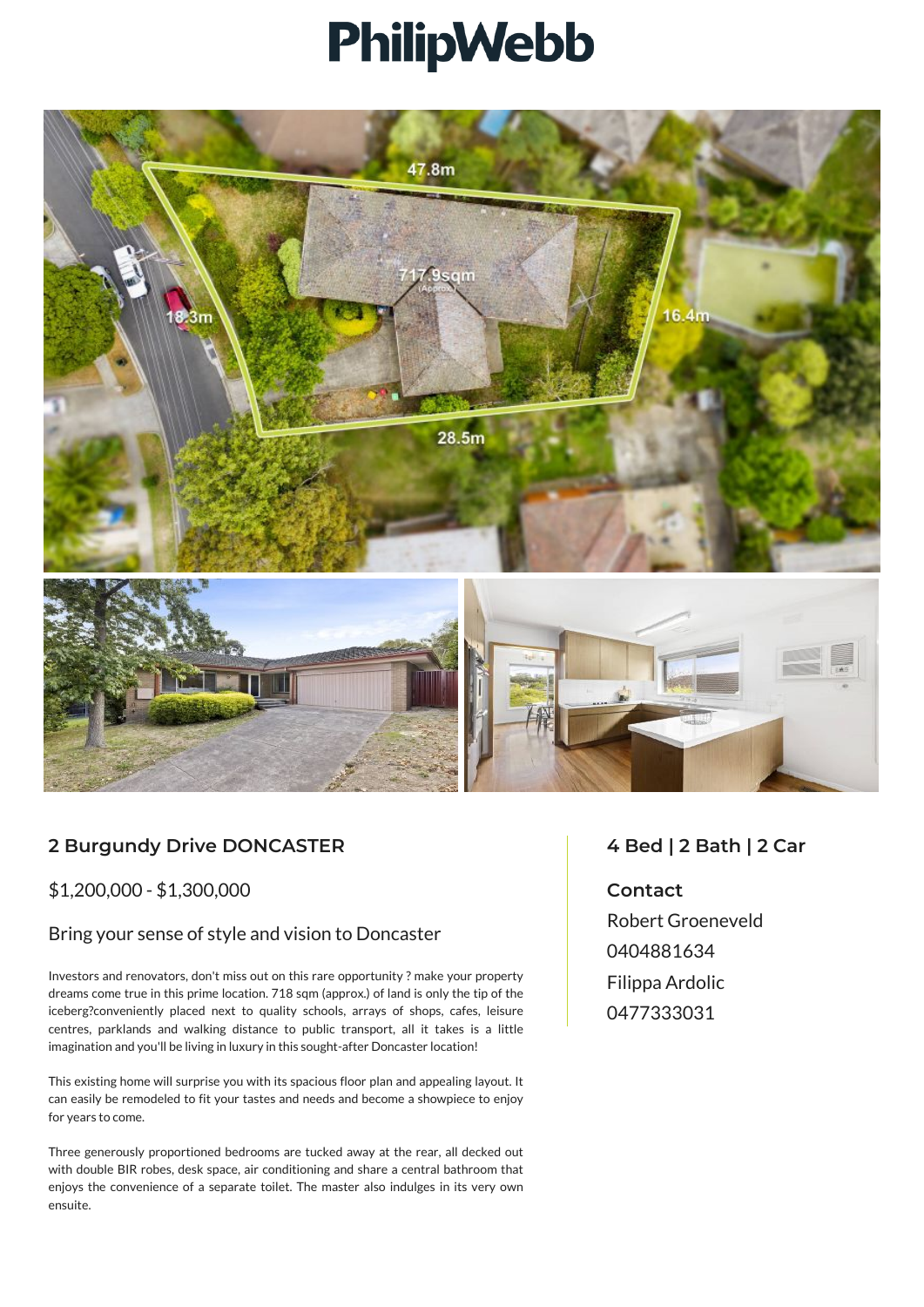# PhilipWebb

## 2 Burgundy Drive DONCASTER

$1,200,000 - $1,300,000

### Bring your sense of style and vision to Doncaster

Investors and renovators, don't miss out on this rare opportunity ? make your property dreams come true in this prime location. 718 sqm (approx.) of land is only the tip of the iceberg?conveniently placed next to quality schools, arrays of shops, cafes, leisure centres, parklands and walking distance to public transport, all it takes is a little imagination and you'll be living in luxury in this sought-after Doncaster location!

This existing home will surprise you with its spacious floor plan and appealing layout. It can easily be remodeled to fit your tastes and needs and become a showpiece to enjoy for years to come.

Three generously proportioned bedrooms are tucked away at the rear, all decked out with double BIR robes, desk space, air conditioning and share a central bathroom that enjoys the convenience of a separate toilet. The master also indulges in its very own ensuite.

**4 Bed | 2 Bath | 2 Car**

**Contact**

Robert Groeneveld
0404881634
Filippa Ardolic
0477333031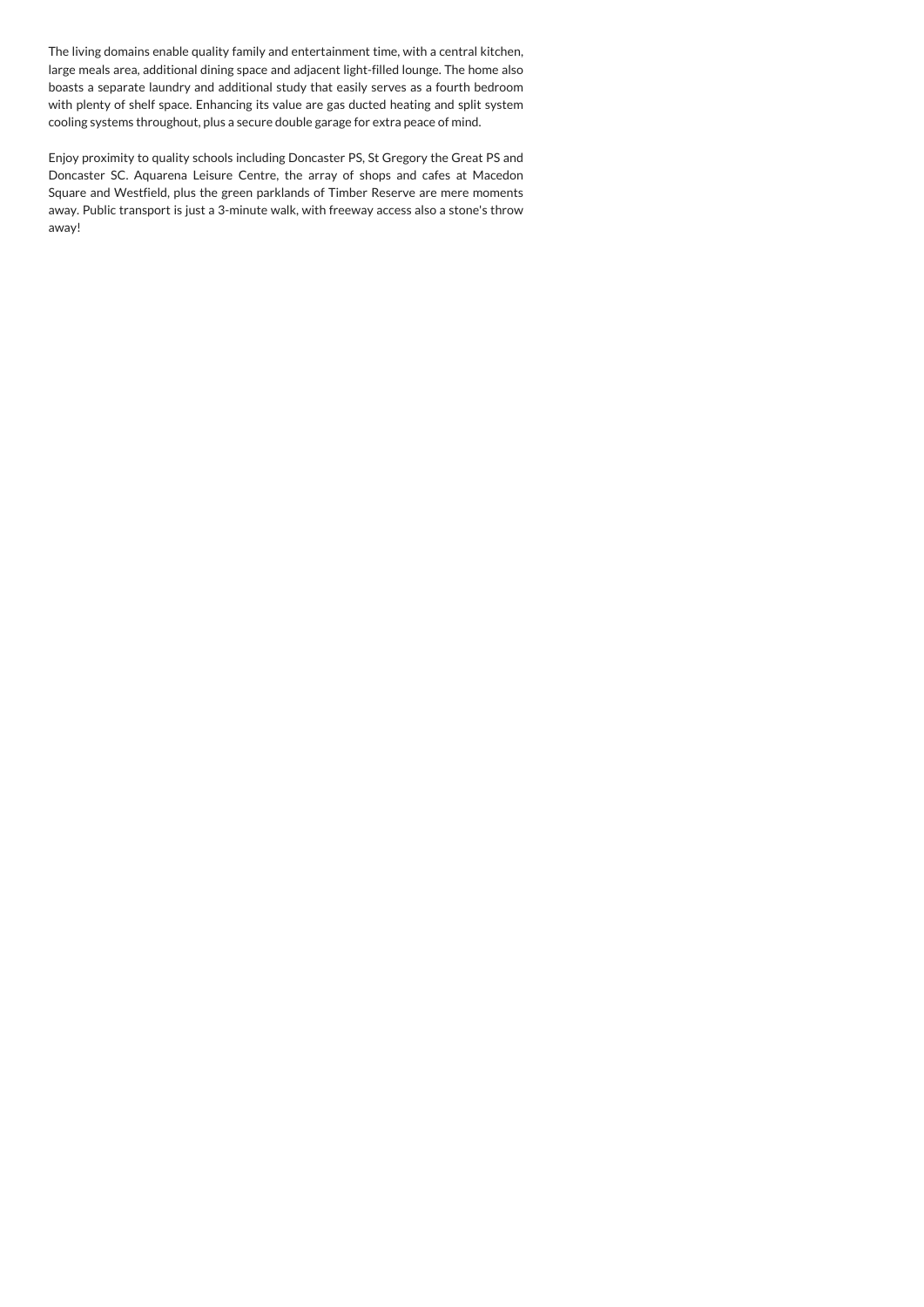The living domains enable quality family and entertainment time, with a central kitchen, large meals area, additional dining space and adjacent light-filled lounge. The home also boasts a separate laundry and additional study that easily serves as a fourth bedroom with plenty of shelf space. Enhancing its value are gas ducted heating and split system cooling systems throughout, plus a secure double garage for extra peace of mind.

Enjoy proximity to quality schools including Doncaster PS, St Gregory the Great PS and Doncaster SC. Aquarena Leisure Centre, the array of shops and cafes at Macedon Square and Westfield, plus the green parklands of Timber Reserve are mere moments away. Public transport is just a 3-minute walk, with freeway access also a stone's throw away!